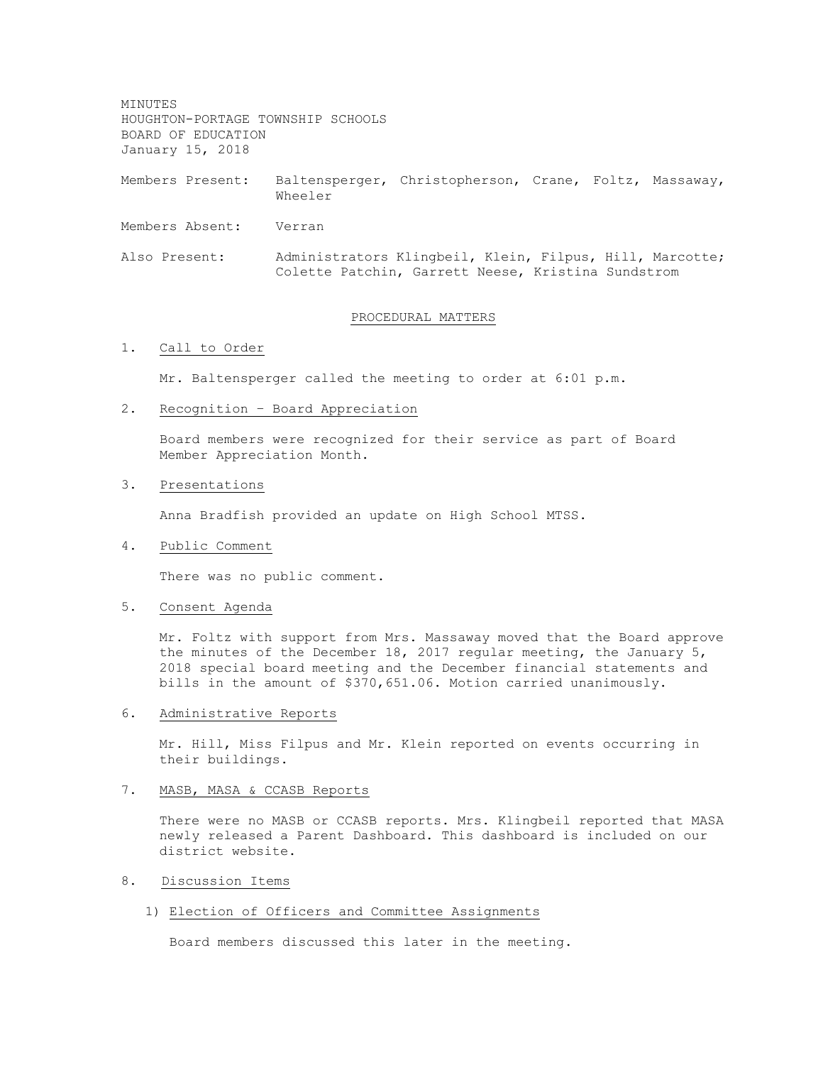MINUTES
HOUGHTON-PORTAGE TOWNSHIP SCHOOLS
BOARD OF EDUCATION
January 15, 2018

Members Present: Baltensperger, Christopherson, Crane, Foltz, Massaway, Wheeler

Members Absent: Verran

Also Present: Administrators Klingbeil, Klein, Filpus, Hill, Marcotte; Colette Patchin, Garrett Neese, Kristina Sundstrom

## PROCEDURAL MATTERS

1. Call to Order

   Mr. Baltensperger called the meeting to order at 6:01 p.m.

2. Recognition – Board Appreciation

   Board members were recognized for their service as part of Board Member Appreciation Month.

3. Presentations

   Anna Bradfish provided an update on High School MTSS.

4. Public Comment

   There was no public comment.

5. Consent Agenda

   Mr. Foltz with support from Mrs. Massaway moved that the Board approve the minutes of the December 18, 2017 regular meeting, the January 5, 2018 special board meeting and the December financial statements and bills in the amount of $370,651.06. Motion carried unanimously.

6. Administrative Reports

   Mr. Hill, Miss Filpus and Mr. Klein reported on events occurring in their buildings.

7. MASB, MASA & CCASB Reports

   There were no MASB or CCASB reports. Mrs. Klingbeil reported that MASA newly released a Parent Dashboard. This dashboard is included on our district website.

8. Discussion Items

   1) Election of Officers and Committee Assignments

      Board members discussed this later in the meeting.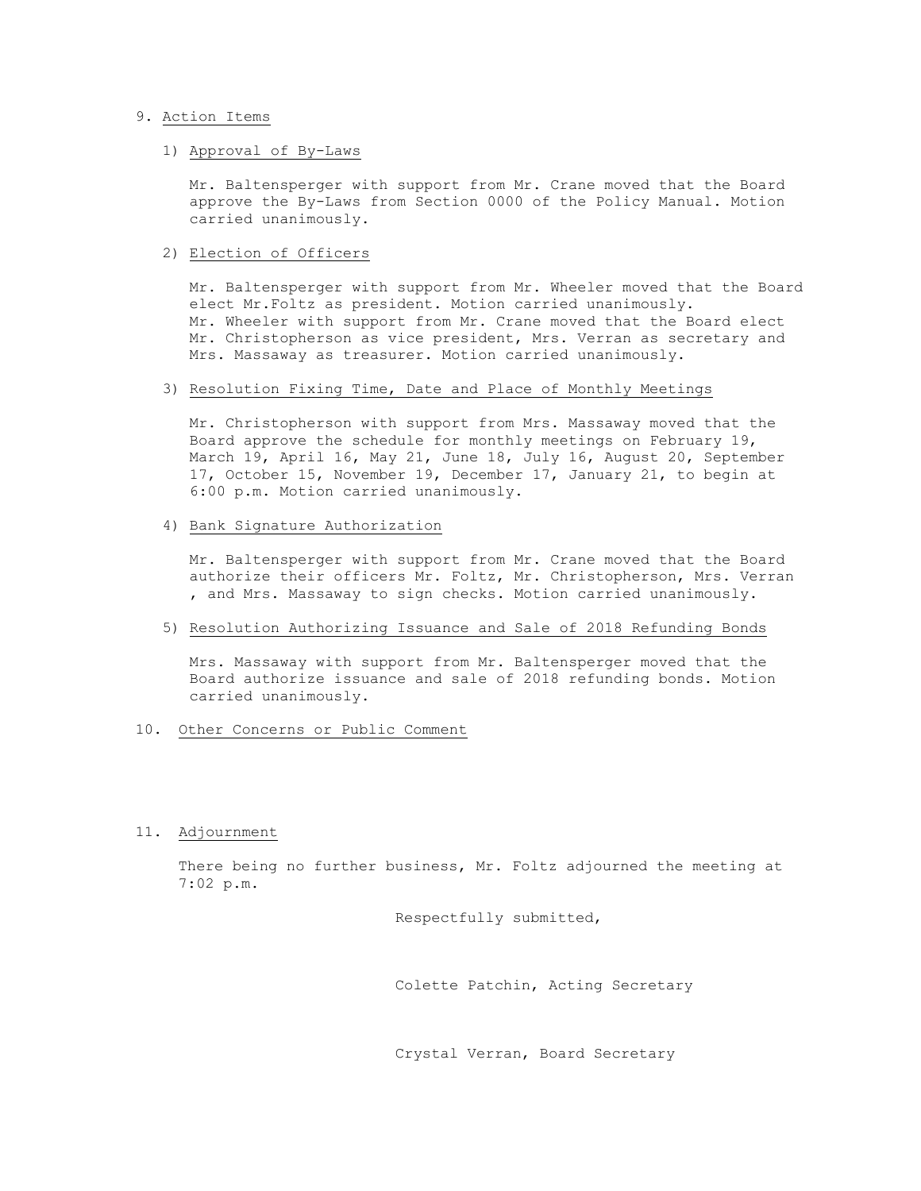9. Action Items

1) Approval of By-Laws

Mr. Baltensperger with support from Mr. Crane moved that the Board approve the By-Laws from Section 0000 of the Policy Manual. Motion carried unanimously.

2) Election of Officers

Mr. Baltensperger with support from Mr. Wheeler moved that the Board elect Mr.Foltz as president. Motion carried unanimously.
Mr. Wheeler with support from Mr. Crane moved that the Board elect Mr. Christopherson as vice president, Mrs. Verran as secretary and Mrs. Massaway as treasurer. Motion carried unanimously.

3) Resolution Fixing Time, Date and Place of Monthly Meetings

Mr. Christopherson with support from Mrs. Massaway moved that the Board approve the schedule for monthly meetings on February 19, March 19, April 16, May 21, June 18, July 16, August 20, September 17, October 15, November 19, December 17, January 21, to begin at 6:00 p.m. Motion carried unanimously.

4) Bank Signature Authorization

Mr. Baltensperger with support from Mr. Crane moved that the Board authorize their officers Mr. Foltz, Mr. Christopherson, Mrs. Verran , and Mrs. Massaway to sign checks. Motion carried unanimously.

5) Resolution Authorizing Issuance and Sale of 2018 Refunding Bonds

Mrs. Massaway with support from Mr. Baltensperger moved that the Board authorize issuance and sale of 2018 refunding bonds. Motion carried unanimously.

10. Other Concerns or Public Comment

11. Adjournment

There being no further business, Mr. Foltz adjourned the meeting at 7:02 p.m.

Respectfully submitted,

Colette Patchin, Acting Secretary

Crystal Verran, Board Secretary